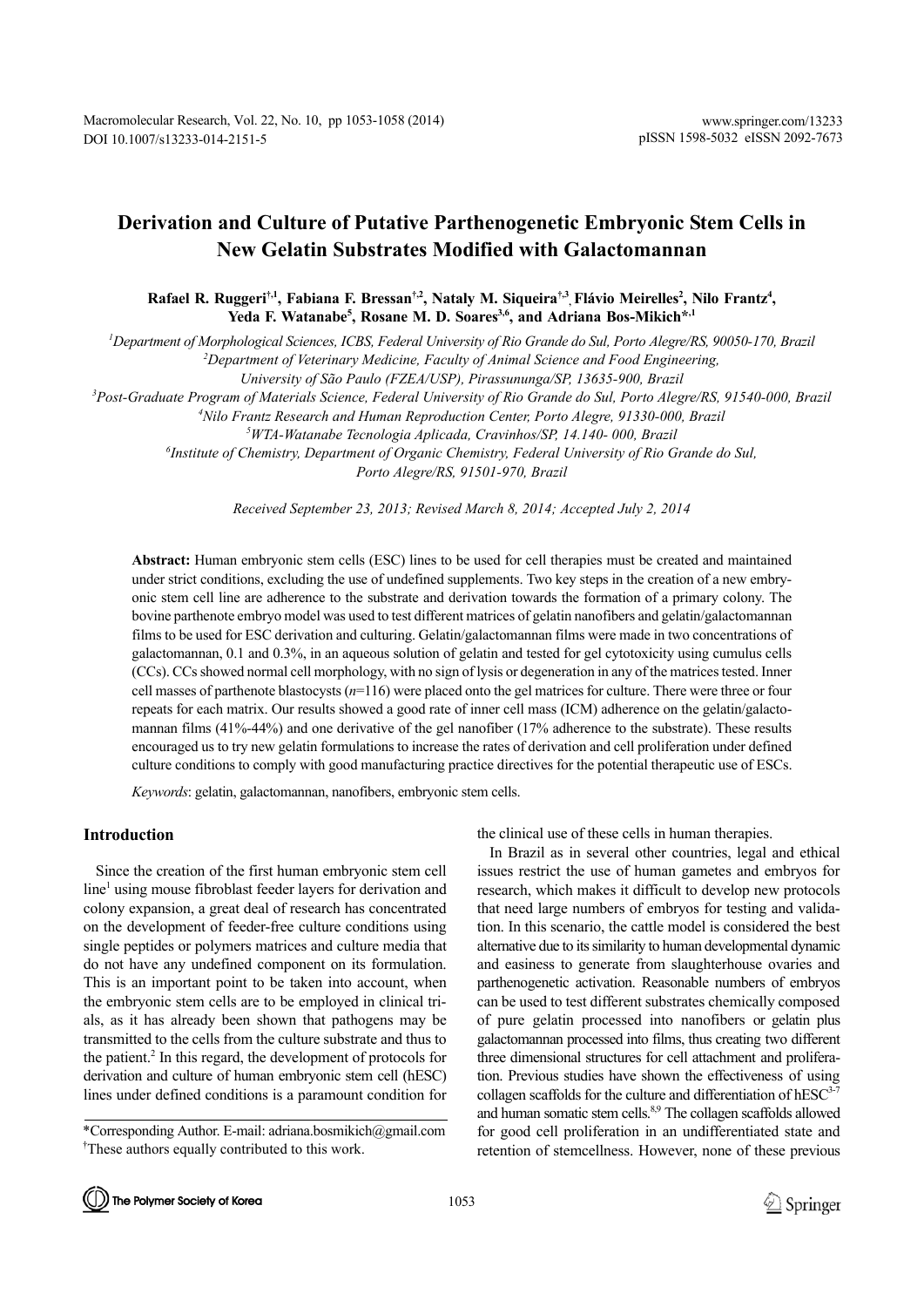# Derivation and Culture of Putative Parthenogenetic Embryonic Stem Cells in New Gelatin Substrates Modified with Galactomannan

**Rafael R. Ruggeri[†,1], Fabiana F. Bressan[†,2], Nataly M. Siqueira[†,3], Flávio Meirelles[2], Nilo Frantz[4], Yeda F. Watanabe[5], Rosane M. D. Soares[3,6], and Adriana Bos-Mikich[*,1]**

[1] *Department of Morphological Sciences, ICBS, Federal University of Rio Grande do Sul, Porto Alegre/RS, 90050-170, Brazil*
[2] *Department of Veterinary Medicine, Faculty of Animal Science and Food Engineering, University of São Paulo (FZEA/USP), Pirassununga/SP, 13635-900, Brazil*
[3] *Post-Graduate Program of Materials Science, Federal University of Rio Grande do Sul, Porto Alegre/RS, 91540-000, Brazil*
[4] *Nilo Frantz Research and Human Reproduction Center, Porto Alegre, 91330-000, Brazil*
[5] *WTA-Watanabe Tecnologia Aplicada, Cravinhos/SP, 14.140- 000, Brazil*
[6] *Institute of Chemistry, Department of Organic Chemistry, Federal University of Rio Grande do Sul, Porto Alegre/RS, 91501-970, Brazil*

*Received September 23, 2013; Revised March 8, 2014; Accepted July 2, 2014*

**Abstract:** Human embryonic stem cells (ESC) lines to be used for cell therapies must be created and maintained under strict conditions, excluding the use of undefined supplements. Two key steps in the creation of a new embryonic stem cell line are adherence to the substrate and derivation towards the formation of a primary colony. The bovine parthenote embryo model was used to test different matrices of gelatin nanofibers and gelatin/galactomannan films to be used for ESC derivation and culturing. Gelatin/galactomannan films were made in two concentrations of galactomannan, 0.1 and 0.3%, in an aqueous solution of gelatin and tested for gel cytotoxicity using cumulus cells (CCs). CCs showed normal cell morphology, with no sign of lysis or degeneration in any of the matrices tested. Inner cell masses of parthenote blastocysts ($n$=116) were placed onto the gel matrices for culture. There were three or four repeats for each matrix. Our results showed a good rate of inner cell mass (ICM) adherence on the gelatin/galactomannan films (41%-44%) and one derivative of the gel nanofiber (17% adherence to the substrate). These results encouraged us to try new gelatin formulations to increase the rates of derivation and cell proliferation under defined culture conditions to comply with good manufacturing practice directives for the potential therapeutic use of ESCs.

*Keywords*: gelatin, galactomannan, nanofibers, embryonic stem cells.

## Introduction

Since the creation of the first human embryonic stem cell line[1] using mouse fibroblast feeder layers for derivation and colony expansion, a great deal of research has concentrated on the development of feeder-free culture conditions using single peptides or polymers matrices and culture media that do not have any undefined component on its formulation. This is an important point to be taken into account, when the embryonic stem cells are to be employed in clinical trials, as it has already been shown that pathogens may be transmitted to the cells from the culture substrate and thus to the patient.[2] In this regard, the development of protocols for derivation and culture of human embryonic stem cell (hESC) lines under defined conditions is a paramount condition for the clinical use of these cells in human therapies.

In Brazil as in several other countries, legal and ethical issues restrict the use of human gametes and embryos for research, which makes it difficult to develop new protocols that need large numbers of embryos for testing and validation. In this scenario, the cattle model is considered the best alternative due to its similarity to human developmental dynamic and easiness to generate from slaughterhouse ovaries and parthenogenetic activation. Reasonable numbers of embryos can be used to test different substrates chemically composed of pure gelatin processed into nanofibers or gelatin plus galactomannan processed into films, thus creating two different three dimensional structures for cell attachment and proliferation. Previous studies have shown the effectiveness of using collagen scaffolds for the culture and differentiation of hESC[3-7] and human somatic stem cells.[8,9] The collagen scaffolds allowed for good cell proliferation in an undifferentiated state and retention of stemcellness. However, none of these previous

\*Corresponding Author. E-mail: adriana.bosmikich@gmail.com
†These authors equally contributed to this work.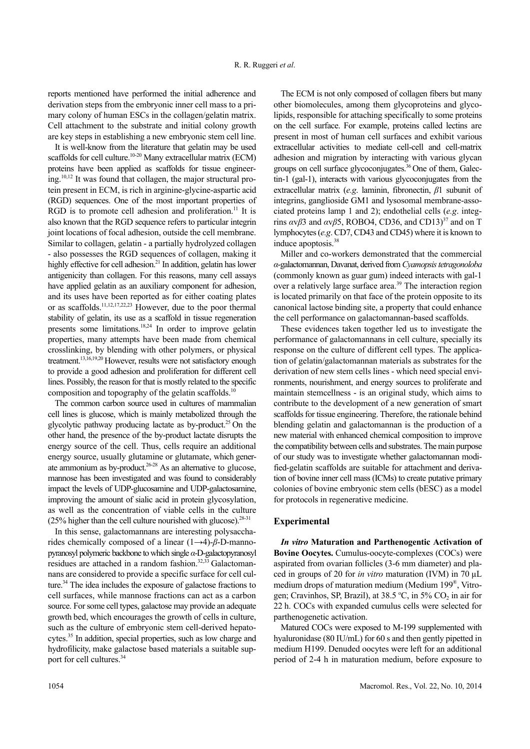reports mentioned have performed the initial adherence and derivation steps from the embryonic inner cell mass to a primary colony of human ESCs in the collagen/gelatin matrix. Cell attachment to the substrate and initial colony growth are key steps in establishing a new embryonic stem cell line.

It is well-know from the literature that gelatin may be used scaffolds for cell culture.[10-20] Many extracellular matrix (ECM) proteins have been applied as scaffolds for tissue engineering.[10,12] It was found that collagen, the major structural protein present in ECM, is rich in arginine-glycine-aspartic acid (RGD) sequences. One of the most important properties of RGD is to promote cell adhesion and proliferation.[11] It is also known that the RGD sequence refers to particular integrin joint locations of focal adhesion, outside the cell membrane. Similar to collagen, gelatin - a partially hydrolyzed collagen - also possesses the RGD sequences of collagen, making it highly effective for cell adhesion.[21] In addition, gelatin has lower antigenicity than collagen. For this reasons, many cell assays have applied gelatin as an auxiliary component for adhesion, and its uses have been reported as for either coating plates or as scaffolds.[11,12,17,22,23] However, due to the poor thermal stability of gelatin, its use as a scaffold in tissue regeneration presents some limitations.[18,24] In order to improve gelatin properties, many attempts have been made from chemical crosslinking, by blending with other polymers, or physical treatment.[13,16,19,20] However, results were not satisfactory enough to provide a good adhesion and proliferation for different cell lines. Possibly, the reason for that is mostly related to the specific composition and topography of the gelatin scaffolds.[10]

The common carbon source used in cultures of mammalian cell lines is glucose, which is mainly metabolized through the glycolytic pathway producing lactate as by-product.[25] On the other hand, the presence of the by-product lactate disrupts the energy source of the cell. Thus, cells require an additional energy source, usually glutamine or glutamate, which generate ammonium as by-product.[26-28] As an alternative to glucose, mannose has been investigated and was found to considerably impact the levels of UDP-glucosamine and UDP-galactosamine, improving the amount of sialic acid in protein glycosylation, as well as the concentration of viable cells in the culture (25% higher than the cell culture nourished with glucose).[28-31]

In this sense, galactomannans are interesting polysaccharides chemically composed of a linear (1→4)-*β*-D-mannopyranosyl polymeric backbone to which single *α*-D-galactopyranosyl residues are attached in a random fashion.[32,33] Galactomannans are considered to provide a specific surface for cell culture.[34] The idea includes the exposure of galactose fractions to cell surfaces, while mannose fractions can act as a carbon source. For some cell types, galactose may provide an adequate growth bed, which encourages the growth of cells in culture, such as the culture of embryonic stem cell-derived hepatocytes.[35] In addition, special properties, such as low charge and hydrofilicity, make galactose based materials a suitable support for cell cultures.[34]

The ECM is not only composed of collagen fibers but many other biomolecules, among them glycoproteins and glycolipids, responsible for attaching specifically to some proteins on the cell surface. For example, proteins called lectins are present in most of human cell surfaces and exhibit various extracellular activities to mediate cell-cell and cell-matrix adhesion and migration by interacting with various glycan groups on cell surface glycoconjugates.[36] One of them, Galectin-1 (gal-1), interacts with various glycoconjugates from the extracellular matrix (*e.g*. laminin, fibronectin, *β*1 subunit of integrins, ganglioside GM1 and lysosomal membrane-associated proteins lamp 1 and 2); endothelial cells (*e.g*. integrins *αvβ*3 and *αvβ*5, ROBO4, CD36, and CD13)[37] and on T lymphocytes (*e.g*. CD7, CD43 and CD45) where it is known to induce apoptosis.[38]

Miller and co-workers demonstrated that the commercial *α*-galactomannan, Davanat, derived from *Cyamopsis tetragonoloba* (commonly known as guar gum) indeed interacts with gal-1 over a relatively large surface area.[39] The interaction region is located primarily on that face of the protein opposite to its canonical lactose binding site, a property that could enhance the cell performance on galactomannan-based scaffolds.

These evidences taken together led us to investigate the performance of galactomannans in cell culture, specially its response on the culture of different cell types. The application of gelatin/galactomannan materials as substrates for the derivation of new stem cells lines - which need special environments, nourishment, and energy sources to proliferate and maintain stemcellness - is an original study, which aims to contribute to the development of a new generation of smart scaffolds for tissue engineering. Therefore, the rationale behind blending gelatin and galactomannan is the production of a new material with enhanced chemical composition to improve the compatibility between cells and substrates. The main purpose of our study was to investigate whether galactomannan modified-gelatin scaffolds are suitable for attachment and derivation of bovine inner cell mass (ICMs) to create putative primary colonies of bovine embryonic stem cells (bESC) as a model for protocols in regenerative medicine.

## Experimental

***In vitro* Maturation and Parthenogentic Activation of Bovine Oocytes.** Cumulus-oocyte-complexes (COCs) were aspirated from ovarian follicles (3-6 mm diameter) and placed in groups of 20 for *in vitro* maturation (IVM) in 70 µL medium drops of maturation medium (Medium 199®, Vitrogen; Cravinhos, SP, Brazil), at 38.5 ºC, in 5% $CO_2$ in air for 22 h. COCs with expanded cumulus cells were selected for parthenogenetic activation.

Matured COCs were exposed to M-199 supplemented with hyaluronidase (80 IU/mL) for 60 s and then gently pipetted in medium H199. Denuded oocytes were left for an additional period of 2-4 h in maturation medium, before exposure to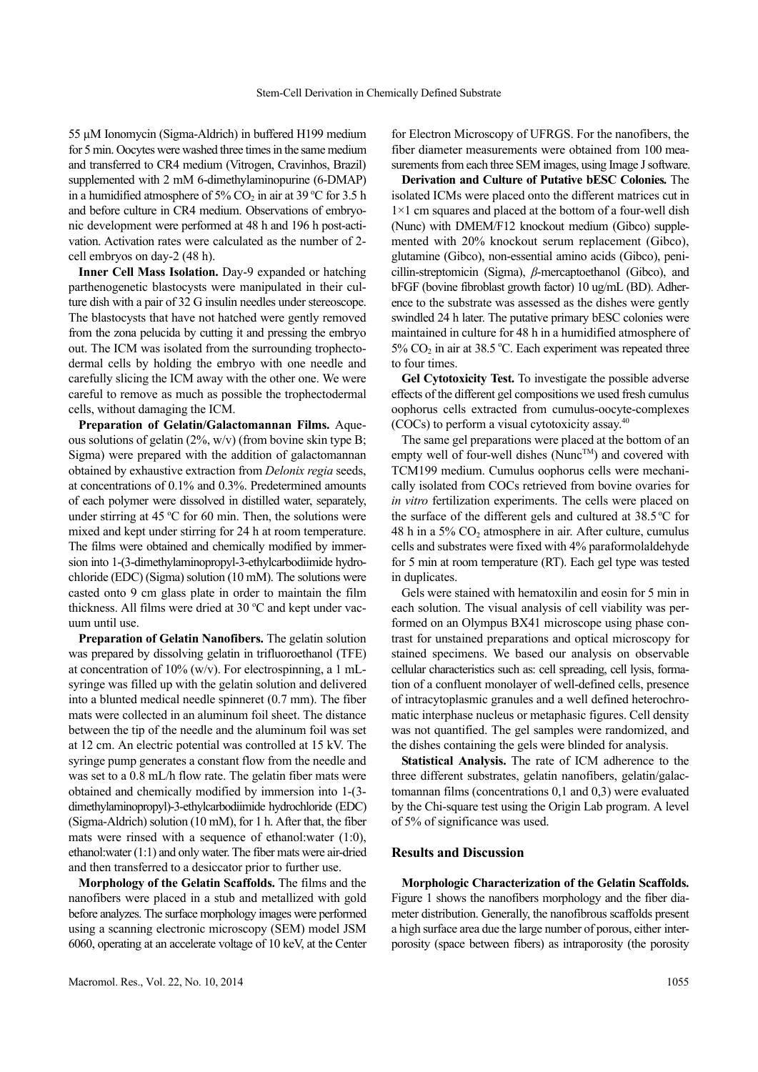55 μM Ionomycin (Sigma-Aldrich) in buffered H199 medium for 5 min. Oocytes were washed three times in the same medium and transferred to CR4 medium (Vitrogen, Cravinhos, Brazil) supplemented with 2 mM 6-dimethylaminopurine (6-DMAP) in a humidified atmosphere of 5% $CO_2$ in air at 39 °C for 3.5 h and before culture in CR4 medium. Observations of embryonic development were performed at 48 h and 196 h post-activation. Activation rates were calculated as the number of 2-cell embryos on day-2 (48 h).

**Inner Cell Mass Isolation.** Day-9 expanded or hatching parthenogenetic blastocysts were manipulated in their culture dish with a pair of 32 G insulin needles under stereoscope. The blastocysts that have not hatched were gently removed from the zona pelucida by cutting it and pressing the embryo out. The ICM was isolated from the surrounding trophectodermal cells by holding the embryo with one needle and carefully slicing the ICM away with the other one. We were careful to remove as much as possible the trophectodermal cells, without damaging the ICM.

**Preparation of Gelatin/Galactomannan Films.** Aqueous solutions of gelatin (2%, w/v) (from bovine skin type B; Sigma) were prepared with the addition of galactomannan obtained by exhaustive extraction from *Delonix regia* seeds, at concentrations of 0.1% and 0.3%. Predetermined amounts of each polymer were dissolved in distilled water, separately, under stirring at 45 °C for 60 min. Then, the solutions were mixed and kept under stirring for 24 h at room temperature. The films were obtained and chemically modified by immersion into 1-(3-dimethylaminopropyl-3-ethylcarbodiimide hydrochloride (EDC) (Sigma) solution (10 mM). The solutions were casted onto 9 cm glass plate in order to maintain the film thickness. All films were dried at 30 °C and kept under vacuum until use.

**Preparation of Gelatin Nanofibers.** The gelatin solution was prepared by dissolving gelatin in trifluoroethanol (TFE) at concentration of 10% (w/v). For electrospinning, a 1 mL-syringe was filled up with the gelatin solution and delivered into a blunted medical needle spinneret (0.7 mm). The fiber mats were collected in an aluminum foil sheet. The distance between the tip of the needle and the aluminum foil was set at 12 cm. An electric potential was controlled at 15 kV. The syringe pump generates a constant flow from the needle and was set to a 0.8 mL/h flow rate. The gelatin fiber mats were obtained and chemically modified by immersion into 1-(3-dimethylaminopropyl)-3-ethylcarbodiimide hydrochloride (EDC) (Sigma-Aldrich) solution (10 mM), for 1 h. After that, the fiber mats were rinsed with a sequence of ethanol:water (1:0), ethanol:water (1:1) and only water. The fiber mats were air-dried and then transferred to a desiccator prior to further use.

**Morphology of the Gelatin Scaffolds.** The films and the nanofibers were placed in a stub and metallized with gold before analyzes. The surface morphology images were performed using a scanning electronic microscopy (SEM) model JSM 6060, operating at an accelerate voltage of 10 keV, at the Center for Electron Microscopy of UFRGS. For the nanofibers, the fiber diameter measurements were obtained from 100 measurements from each three SEM images, using Image J software.

**Derivation and Culture of Putative bESC Colonies.** The isolated ICMs were placed onto the different matrices cut in 1×1 cm squares and placed at the bottom of a four-well dish (Nunc) with DMEM/F12 knockout medium (Gibco) supplemented with 20% knockout serum replacement (Gibco), glutamine (Gibco), non-essential amino acids (Gibco), penicillin-streptomicin (Sigma), *β*-mercaptoethanol (Gibco), and bFGF (bovine fibroblast growth factor) 10 ug/mL (BD). Adherence to the substrate was assessed as the dishes were gently swindled 24 h later. The putative primary bESC colonies were maintained in culture for 48 h in a humidified atmosphere of 5% $CO_2$ in air at 38.5 °C. Each experiment was repeated three to four times.

**Gel Cytotoxicity Test.** To investigate the possible adverse effects of the different gel compositions we used fresh cumulus oophorus cells extracted from cumulus-oocyte-complexes (COCs) to perform a visual cytotoxicity assay.[40]

The same gel preparations were placed at the bottom of an empty well of four-well dishes (Nunc™) and covered with TCM199 medium. Cumulus oophorus cells were mechanically isolated from COCs retrieved from bovine ovaries for *in vitro* fertilization experiments. The cells were placed on the surface of the different gels and cultured at 38.5 °C for 48 h in a 5% $CO_2$ atmosphere in air. After culture, cumulus cells and substrates were fixed with 4% paraformolaldehyde for 5 min at room temperature (RT). Each gel type was tested in duplicates.

Gels were stained with hematoxilin and eosin for 5 min in each solution. The visual analysis of cell viability was performed on an Olympus BX41 microscope using phase contrast for unstained preparations and optical microscopy for stained specimens. We based our analysis on observable cellular characteristics such as: cell spreading, cell lysis, formation of a confluent monolayer of well-defined cells, presence of intracytoplasmic granules and a well defined heterochromatic interphase nucleus or metaphasic figures. Cell density was not quantified. The gel samples were randomized, and the dishes containing the gels were blinded for analysis.

**Statistical Analysis.** The rate of ICM adherence to the three different substrates, gelatin nanofibers, gelatin/galactomannan films (concentrations 0,1 and 0,3) were evaluated by the Chi-square test using the Origin Lab program. A level of 5% of significance was used.

## Results and Discussion

**Morphologic Characterization of the Gelatin Scaffolds.** Figure 1 shows the nanofibers morphology and the fiber diameter distribution. Generally, the nanofibrous scaffolds present a high surface area due the large number of porous, either interporosity (space between fibers) as intraporosity (the porosity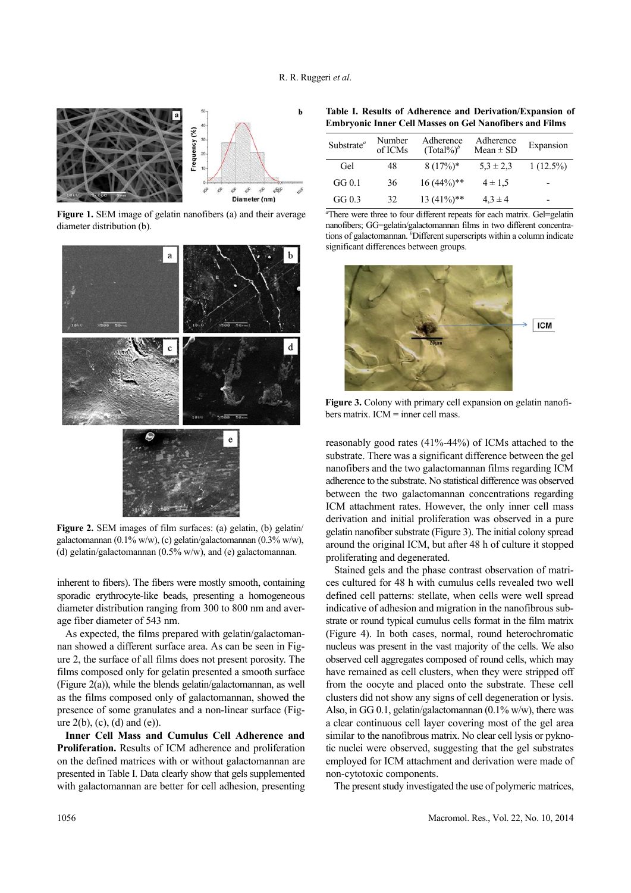Figure 1. SEM image of gelatin nanofibers (a) and their average diameter distribution (b).

Figure 2. SEM images of film surfaces: (a) gelatin, (b) gelatin/galactomannan (0.1% w/w), (c) gelatin/galactomannan (0.3% w/w), (d) gelatin/galactomannan (0.5% w/w), and (e) galactomannan.

inherent to fibers). The fibers were mostly smooth, containing sporadic erythrocyte-like beads, presenting a homogeneous diameter distribution ranging from 300 to 800 nm and average fiber diameter of 543 nm.

As expected, the films prepared with gelatin/galactomannan showed a different surface area. As can be seen in Figure 2, the surface of all films does not present porosity. The films composed only for gelatin presented a smooth surface (Figure 2(a)), while the blends gelatin/galactomannan, as well as the films composed only of galactomannan, showed the presence of some granulates and a non-linear surface (Figure 2(b), (c), (d) and (e)).

**Inner Cell Mass and Cumulus Cell Adherence and Proliferation.** Results of ICM adherence and proliferation on the defined matrices with or without galactomannan are presented in Table I. Data clearly show that gels supplemented with galactomannan are better for cell adhesion, presenting reasonably good rates (41%-44%) of ICMs attached to the substrate. There was a significant difference between the gel nanofibers and the two galactomannan films regarding ICM adherence to the substrate. No statistical difference was observed between the two galactomannan concentrations regarding ICM attachment rates. However, the only inner cell mass derivation and initial proliferation was observed in a pure gelatin nanofiber substrate (Figure 3). The initial colony spread around the original ICM, but after 48 h of culture it stopped proliferating and degenerated.

**Table I. Results of Adherence and Derivation/Expansion of Embryonic Inner Cell Masses on Gel Nanofibers and Films**

| Substrate[a] | Number of ICMs | Adherence (Total%)[b] | Adherence Mean ± SD | Expansion |
|---|---|---|---|---|
| Gel | 48 | 8 (17%)* | 5,3 ± 2,3 | 1 (12.5%) |
| GG 0.1 | 36 | 16 (44%)** | 4 ± 1,5 | - |
| GG 0.3 | 32 | 13 (41%)** | 4,3 ± 4 | - |

[a]There were three to four different repeats for each matrix. Gel=gelatin nanofibers; GG=gelatin/galactomannan films in two different concentrations of galactomannan. [b]Different superscripts within a column indicate significant differences between groups.

Figure 3. Colony with primary cell expansion on gelatin nanofibers matrix. ICM = inner cell mass.

Stained gels and the phase contrast observation of matrices cultured for 48 h with cumulus cells revealed two well defined cell patterns: stellate, when cells were well spread indicative of adhesion and migration in the nanofibrous substrate or round typical cumulus cells format in the film matrix (Figure 4). In both cases, normal, round heterochromatic nucleus was present in the vast majority of the cells. We also observed cell aggregates composed of round cells, which may have remained as cell clusters, when they were stripped off from the oocyte and placed onto the substrate. These cell clusters did not show any signs of cell degeneration or lysis. Also, in GG 0.1, gelatin/galactomannan (0.1% w/w), there was a clear continuous cell layer covering most of the gel area similar to the nanofibrous matrix. No clear cell lysis or pyknotic nuclei were observed, suggesting that the gel substrates employed for ICM attachment and derivation were made of non-cytotoxic components.

The present study investigated the use of polymeric matrices,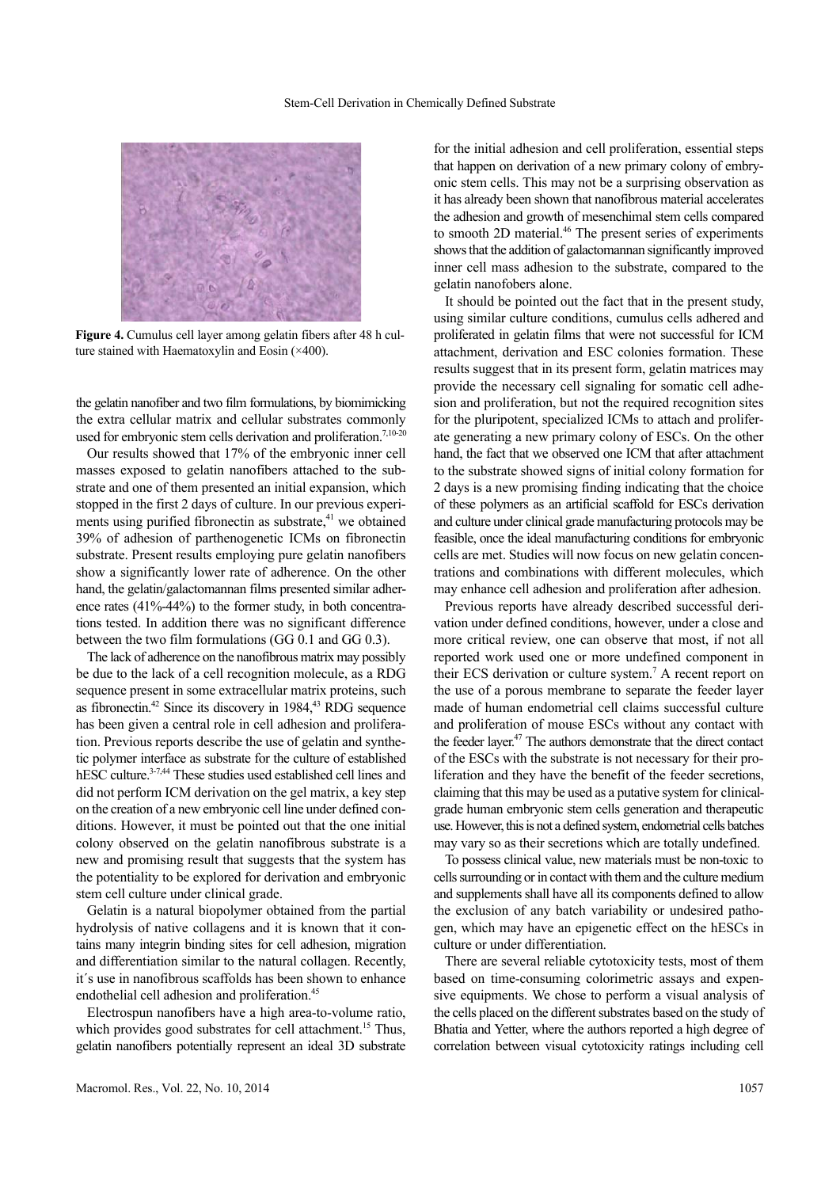Figure 4. Cumulus cell layer among gelatin fibers after 48 h culture stained with Haematoxylin and Eosin (×400).

the gelatin nanofiber and two film formulations, by biomimicking the extra cellular matrix and cellular substrates commonly used for embryonic stem cells derivation and proliferation.[7,10-20]

Our results showed that 17% of the embryonic inner cell masses exposed to gelatin nanofibers attached to the substrate and one of them presented an initial expansion, which stopped in the first 2 days of culture. In our previous experiments using purified fibronectin as substrate,[41] we obtained 39% of adhesion of parthenogenetic ICMs on fibronectin substrate. Present results employing pure gelatin nanofibers show a significantly lower rate of adherence. On the other hand, the gelatin/galactomannan films presented similar adherence rates (41%-44%) to the former study, in both concentrations tested. In addition there was no significant difference between the two film formulations (GG 0.1 and GG 0.3).

The lack of adherence on the nanofibrous matrix may possibly be due to the lack of a cell recognition molecule, as a RDG sequence present in some extracellular matrix proteins, such as fibronectin.[42] Since its discovery in 1984,[43] RDG sequence has been given a central role in cell adhesion and proliferation. Previous reports describe the use of gelatin and synthetic polymer interface as substrate for the culture of established hESC culture.[3-7,44] These studies used established cell lines and did not perform ICM derivation on the gel matrix, a key step on the creation of a new embryonic cell line under defined conditions. However, it must be pointed out that the one initial colony observed on the gelatin nanofibrous substrate is a new and promising result that suggests that the system has the potentiality to be explored for derivation and embryonic stem cell culture under clinical grade.

Gelatin is a natural biopolymer obtained from the partial hydrolysis of native collagens and it is known that it contains many integrin binding sites for cell adhesion, migration and differentiation similar to the natural collagen. Recently, it´s use in nanofibrous scaffolds has been shown to enhance endothelial cell adhesion and proliferation.[45]

Electrospun nanofibers have a high area-to-volume ratio, which provides good substrates for cell attachment.[15] Thus, gelatin nanofibers potentially represent an ideal 3D substrate for the initial adhesion and cell proliferation, essential steps that happen on derivation of a new primary colony of embryonic stem cells. This may not be a surprising observation as it has already been shown that nanofibrous material accelerates the adhesion and growth of mesenchimal stem cells compared to smooth 2D material.[46] The present series of experiments shows that the addition of galactomannan significantly improved inner cell mass adhesion to the substrate, compared to the gelatin nanofobers alone.

It should be pointed out the fact that in the present study, using similar culture conditions, cumulus cells adhered and proliferated in gelatin films that were not successful for ICM attachment, derivation and ESC colonies formation. These results suggest that in its present form, gelatin matrices may provide the necessary cell signaling for somatic cell adhesion and proliferation, but not the required recognition sites for the pluripotent, specialized ICMs to attach and proliferate generating a new primary colony of ESCs. On the other hand, the fact that we observed one ICM that after attachment to the substrate showed signs of initial colony formation for 2 days is a new promising finding indicating that the choice of these polymers as an artificial scaffold for ESCs derivation and culture under clinical grade manufacturing protocols may be feasible, once the ideal manufacturing conditions for embryonic cells are met. Studies will now focus on new gelatin concentrations and combinations with different molecules, which may enhance cell adhesion and proliferation after adhesion.

Previous reports have already described successful derivation under defined conditions, however, under a close and more critical review, one can observe that most, if not all reported work used one or more undefined component in their ECS derivation or culture system.[7] A recent report on the use of a porous membrane to separate the feeder layer made of human endometrial cell claims successful culture and proliferation of mouse ESCs without any contact with the feeder layer.[47] The authors demonstrate that the direct contact of the ESCs with the substrate is not necessary for their proliferation and they have the benefit of the feeder secretions, claiming that this may be used as a putative system for clinical-grade human embryonic stem cells generation and therapeutic use. However, this is not a defined system, endometrial cells batches may vary so as their secretions which are totally undefined.

To possess clinical value, new materials must be non-toxic to cells surrounding or in contact with them and the culture medium and supplements shall have all its components defined to allow the exclusion of any batch variability or undesired pathogen, which may have an epigenetic effect on the hESCs in culture or under differentiation.

There are several reliable cytotoxicity tests, most of them based on time-consuming colorimetric assays and expensive equipments. We chose to perform a visual analysis of the cells placed on the different substrates based on the study of Bhatia and Yetter, where the authors reported a high degree of correlation between visual cytotoxicity ratings including cell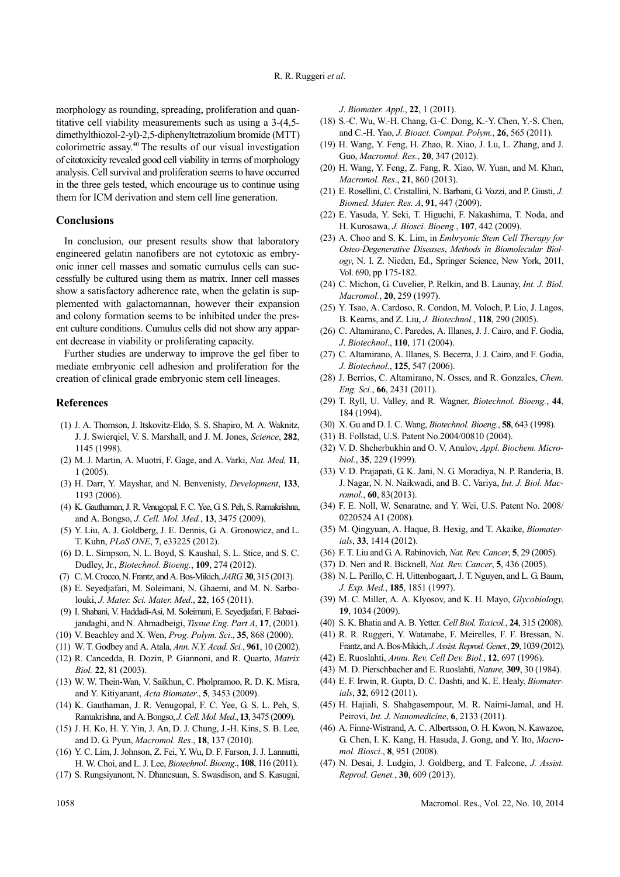morphology as rounding, spreading, proliferation and quantitative cell viability measurements such as using a 3-(4,5-dimethylthiozol-2-yl)-2,5-diphenyltetrazolium bromide (MTT) colorimetric assay.[40] The results of our visual investigation of citotoxicity revealed good cell viability in terms of morphology analysis. Cell survival and proliferation seems to have occurred in the three gels tested, which encourage us to continue using them for ICM derivation and stem cell line generation.

## Conclusions

In conclusion, our present results show that laboratory engineered gelatin nanofibers are not cytotoxic as embryonic inner cell masses and somatic cumulus cells can successfully be cultured using them as matrix. Inner cell masses show a satisfactory adherence rate, when the gelatin is supplemented with galactomannan, however their expansion and colony formation seems to be inhibited under the present culture conditions. Cumulus cells did not show any apparent decrease in viability or proliferating capacity.

Further studies are underway to improve the gel fiber to mediate embryonic cell adhesion and proliferation for the creation of clinical grade embryonic stem cell lineages.

## References

(1) J. A. Thomson, J. Itskovitz-Eldo, S. S. Shapiro, M. A. Waknitz, J. J. Swierqiel, V. S. Marshall, and J. M. Jones, *Science*, **282**, 1145 (1998).
(2) M. J. Martin, A. Muotri, F. Gage, and A. Varki, *Nat. Med,* **11**, 1 (2005).
(3) H. Darr, Y. Mayshar, and N. Benvenisty, *Development*, **133**, 1193 (2006).
(4) K. Gauthaman, J. R. Venugopal, F. C. Yee, G. S. Peh, S. Ramakrishna, and A. Bongso, *J. Cell. Mol. Med.*, **13**, 3475 (2009).
(5) Y. Liu, A. J. Goldberg, J. E. Dennis, G. A. Gronowicz, and L. T. Kuhn, *PLoS ONE*, **7**, e33225 (2012).
(6) D. L. Simpson, N. L. Boyd, S. Kaushal, S. L. Stice, and S. C. Dudley, Jr., *Biotechnol. Bioeng.*, **109**, 274 (2012).
(7) C. M. Crocco, N. Frantz, and A. Bos-Mikich, *JARG.* **30**, 315 (2013).
(8) E. Seyedjafari, M. Soleimani, N. Ghaemi, and M. N. Sarbolouki, *J. Mater. Sci. Mater. Med.*, **22**, 165 (2011).
(9) I. Shabani, V. Haddadi-Asi, M. Soleimani, E. Seyedjafari, F. Babaeijandaghi, and N. Ahmadbeigi, *Tissue Eng. Part A*, **17**, (2001).
(10) V. Beachley and X. Wen, *Prog. Polym. Sci.*, **35**, 868 (2000).
(11) W. T. Godbey and A. Atala, *Ann. N.Y. Acad. Sci.*, **961**, 10 (2002).
(12) R. Cancedda, B. Dozin, P. Giannoni, and R. Quarto, *Matrix Biol.* **22**, 81 (2003).
(13) W. W. Thein-Wan, V. Saikhun, C. Pholpramoo, R. D. K. Misra, and Y. Kitiyanant, *Acta Biomater.*, **5**, 3453 (2009).
(14) K. Gauthaman, J. R. Venugopal, F. C. Yee, G. S. L. Peh, S. Ramakrishna, and A. Bongso, *J. Cell. Mol. Med.*, **13**, 3475 (2009).
(15) J. H. Ko, H. Y. Yin, J. An, D. J. Chung, J.-H. Kins, S. B. Lee, and D. G. Pyun, *Macromol. Res.*, **18**, 137 (2010).
(16) Y. C. Lim, J. Johnson, Z. Fei, Y. Wu, D. F. Farson, J. J. Lannutti, H. W. Choi, and L. J. Lee, *Biotechnol. Bioeng.*, **108**, 116 (2011).
(17) S. Rungsiyanont, N. Dhanesuan, S. Swasdison, and S. Kasugai, *J. Biomater. Appl.*, **22**, 1 (2011).
(18) S.-C. Wu, W.-H. Chang, G.-C. Dong, K.-Y. Chen, Y.-S. Chen, and C.-H. Yao, *J. Bioact. Compat. Polym.*, **26**, 565 (2011).
(19) H. Wang, Y. Feng, H. Zhao, R. Xiao, J. Lu, L. Zhang, and J. Guo, *Macromol. Res.*, **20**, 347 (2012).
(20) H. Wang, Y. Feng, Z. Fang, R. Xiao, W. Yuan, and M. Khan, *Macromol. Res.*, **21**, 860 (2013).
(21) E. Rosellini, C. Cristallini, N. Barbani, G. Vozzi, and P. Giusti, *J. Biomed. Mater. Res. A*, **91**, 447 (2009).
(22) E. Yasuda, Y. Seki, T. Higuchi, F. Nakashima, T. Noda, and H. Kurosawa, *J. Biosci. Bioeng.*, **107**, 442 (2009).
(23) A. Choo and S. K. Lim, in *Embryonic Stem Cell Therapy for Osteo-Degenerative Diseases*, *Methods in Biomolecular Biology*, N. I. Z. Nieden, Ed., Springer Science, New York, 2011, Vol. 690, pp 175-182.
(24) C. Michon, G. Cuvelier, P. Relkin, and B. Launay, *Int. J. Biol. Macromol.*, **20**, 259 (1997).
(25) Y. Tsao, A. Cardoso, R. Condon, M. Voloch, P. Lio, J. Lagos, B. Kearns, and Z. Liu, *J. Biotechnol.*, **118**, 290 (2005).
(26) C. Altamirano, C. Paredes, A. Illanes, J. J. Cairo, and F. Godia, *J. Biotechnol.*, **110**, 171 (2004).
(27) C. Altamirano, A. Illanes, S. Becerra, J. J. Cairo, and F. Godia, *J. Biotechnol.*, **125**, 547 (2006).
(28) J. Berrios, C. Altamirano, N. Osses, and R. Gonzales, *Chem. Eng. Sci.*, **66**, 2431 (2011).
(29) T. Ryll, U. Valley, and R. Wagner, *Biotechnol. Bioeng.*, **44**, 184 (1994).
(30) X. Gu and D. I. C. Wang, *Biotechnol. Bioeng.*, **58**, 643 (1998).
(31) B. Follstad, U.S. Patent No.2004/00810 (2004).
(32) V. D. Shcherbukhin and O. V. Anulov, *Appl. Biochem. Microbiol.*, **35**, 229 (1999).
(33) V. D. Prajapati, G. K. Jani, N. G. Moradiya, N. P. Randeria, B. J. Nagar, N. N. Naikwadi, and B. C. Variya, *Int. J. Biol. Macromol.*, **60**, 83(2013).
(34) F. E. Noll, W. Senaratne, and Y. Wei, U.S. Patent No. 2008/0220524 A1 (2008).
(35) M. Qingyuan, A. Haque, B. Hexig, and T. Akaike, *Biomaterials*, **33**, 1414 (2012).
(36) F. T. Liu and G. A. Rabinovich, *Nat. Rev. Cancer*, **5**, 29 (2005).
(37) D. Neri and R. Bicknell, *Nat. Rev. Cancer*, **5**, 436 (2005).
(38) N. L. Perillo, C. H. Uittenbogaart, J. T. Nguyen, and L. G. Baum, *J. Exp. Med.*, **185**, 1851 (1997).
(39) M. C. Miller, A. A. Klyosov, and K. H. Mayo, *Glycobiology*, **19**, 1034 (2009).
(40) S. K. Bhatia and A. B. Yetter. *Cell Biol. Toxicol.*, **24**, 315 (2008).
(41) R. R. Ruggeri, Y. Watanabe, F. Meirelles, F. F. Bressan, N. Frantz, and A. Bos-Mikich, *J. Assist. Reprod. Genet.*, **29**, 1039 (2012).
(42) E. Ruoslahti, *Annu. Rev. Cell Dev. Biol.*, **12**, 697 (1996).
(43) M. D. Pierschbacher and E. Ruoslahti, *Nature,* **309**, 30 (1984).
(44) E. F. Irwin, R. Gupta, D. C. Dashti, and K. E. Healy, *Biomaterials*, **32**, 6912 (2011).
(45) H. Hajiali, S. Shahgasempour, M. R. Naimi-Jamal, and H. Peirovi, *Int. J. Nanomedicine*, **6**, 2133 (2011).
(46) A. Finne-Wistrand, A. C. Albertsson, O. H. Kwon, N. Kawazoe, G. Chen, I. K. Kang, H. Hasuda, J. Gong, and Y. Ito, *Macromol. Biosci.*, **8**, 951 (2008).
(47) N. Desai, J. Ludgin, J. Goldberg, and T. Falcone, *J. Assist. Reprod. Genet.*, **30**, 609 (2013).